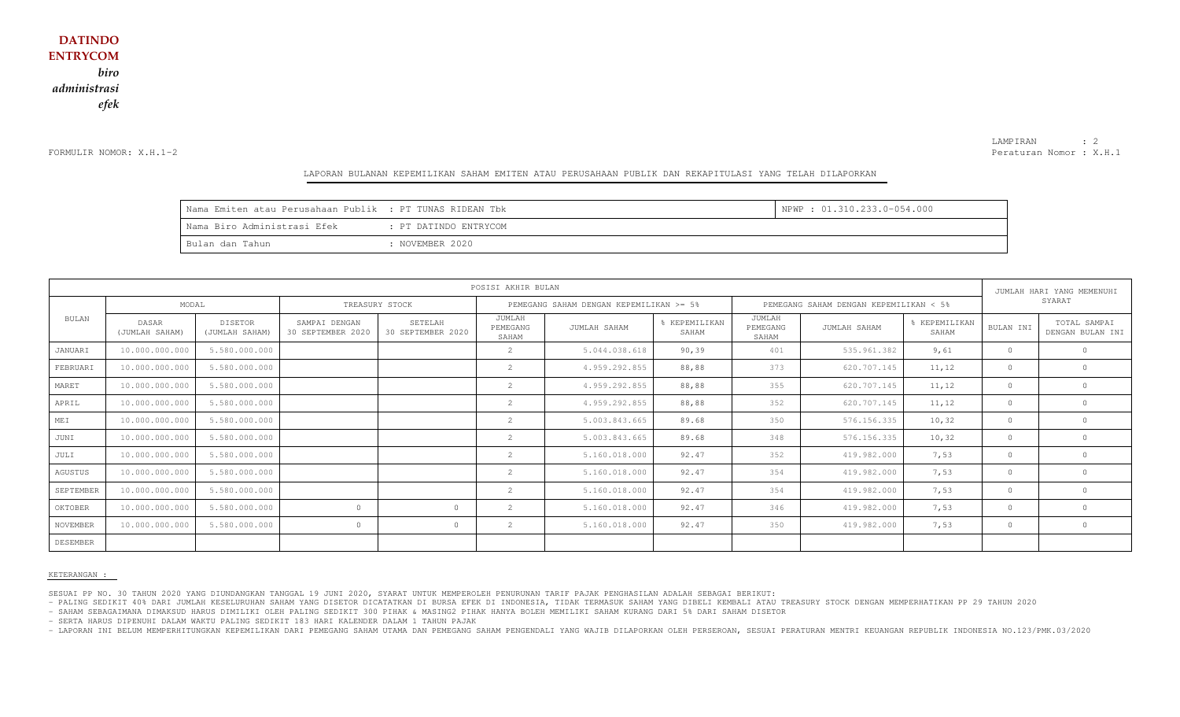**DATINDO ENTRYCOM**

*biro administrasi efek*

FORMULIR NOMOR: X.H.1-2

LAMPIRAN : 2
Peraturan Nomor : X.H.1

## LAPORAN BULANAN KEPEMILIKAN SAHAM EMITEN ATAU PERUSAHAAN PUBLIK DAN REKAPITULASI YANG TELAH DILAPORKAN

| | | |
|---|---|---|
| Nama Emiten atau Perusahaan Publik | : PT TUNAS RIDEAN Tbk | NPWP : 01.310.233.0-054.000 |
| Nama Biro Administrasi Efek | : PT DATINDO ENTRYCOM | |
| Bulan dan Tahun | : NOVEMBER 2020 | |

| BULAN | POSISI AKHIR BULAN | | | | | | | | | | JUMLAH HARI YANG MEMENUHI SYARAT | |
|---|---|---|---|---|---|---|---|---|---|---|---|---|
| | MODAL | | TREASURY STOCK | | PEMEGANG SAHAM DENGAN KEPEMILIKAN >= 5% | | | PEMEGANG SAHAM DENGAN KEPEMILIKAN < 5% | | | | |
| | DASAR (JUMLAH SAHAM) | DISETOR (JUMLAH SAHAM) | SAMPAI DENGAN 30 SEPTEMBER 2020 | SETELAH 30 SEPTEMBER 2020 | JUMLAH PEMEGANG SAHAM | JUMLAH SAHAM | % KEPEMILIKAN SAHAM | JUMLAH PEMEGANG SAHAM | JUMLAH SAHAM | % KEPEMILIKAN SAHAM | BULAN INI | TOTAL SAMPAI DENGAN BULAN INI |
| JANUARI | 10.000.000.000 | 5.580.000.000 | | | 2 | 5.044.038.618 | 90,39 | 401 | 535.961.382 | 9,61 | 0 | 0 |
| FEBRUARI | 10.000.000.000 | 5.580.000.000 | | | 2 | 4.959.292.855 | 88,88 | 373 | 620.707.145 | 11,12 | 0 | 0 |
| MARET | 10.000.000.000 | 5.580.000.000 | | | 2 | 4.959.292.855 | 88,88 | 355 | 620.707.145 | 11,12 | 0 | 0 |
| APRIL | 10.000.000.000 | 5.580.000.000 | | | 2 | 4.959.292.855 | 88,88 | 352 | 620.707.145 | 11,12 | 0 | 0 |
| MEI | 10.000.000.000 | 5.580.000.000 | | | 2 | 5.003.843.665 | 89.68 | 350 | 576.156.335 | 10,32 | 0 | 0 |
| JUNI | 10.000.000.000 | 5.580.000.000 | | | 2 | 5.003.843.665 | 89.68 | 348 | 576.156.335 | 10,32 | 0 | 0 |
| JULI | 10.000.000.000 | 5.580.000.000 | | | 2 | 5.160.018.000 | 92.47 | 352 | 419.982.000 | 7,53 | 0 | 0 |
| AGUSTUS | 10.000.000.000 | 5.580.000.000 | | | 2 | 5.160.018.000 | 92.47 | 354 | 419.982.000 | 7,53 | 0 | 0 |
| SEPTEMBER | 10.000.000.000 | 5.580.000.000 | | | 2 | 5.160.018.000 | 92.47 | 354 | 419.982.000 | 7,53 | 0 | 0 |
| OKTOBER | 10.000.000.000 | 5.580.000.000 | 0 | 0 | 2 | 5.160.018.000 | 92.47 | 346 | 419.982.000 | 7,53 | 0 | 0 |
| NOVEMBER | 10.000.000.000 | 5.580.000.000 | 0 | 0 | 2 | 5.160.018.000 | 92.47 | 350 | 419.982.000 | 7,53 | 0 | 0 |
| DESEMBER | | | | | | | | | | | | |

KETERANGAN :

SESUAI PP NO. 30 TAHUN 2020 YANG DIUNDANGKAN TANGGAL 19 JUNI 2020, SYARAT UNTUK MEMPEROLEH PENURUNAN TARIF PAJAK PENGHASILAN ADALAH SEBAGAI BERIKUT:

- PALING SEDIKIT 40% DARI JUMLAH KESELURUHAN SAHAM YANG DISETOR DICATATKAN DI BURSA EFEK DI INDONESIA, TIDAK TERMASUK SAHAM YANG DIBELI KEMBALI ATAU TREASURY STOCK DENGAN MEMPERHATIKAN PP 29 TAHUN 2020
- SAHAM SEBAGAIMANA DIMAKSUD HARUS DIMILIKI OLEH PALING SEDIKIT 300 PIHAK & MASING2 PIHAK HANYA BOLEH MEMILIKI SAHAM KURANG DARI 5% DARI SAHAM DISETOR
- SERTA HARUS DIPENUHI DALAM WAKTU PALING SEDIKIT 183 HARI KALENDER DALAM 1 TAHUN PAJAK
- LAPORAN INI BELUM MEMPERHITUNGKAN KEPEMILIKAN DARI PEMEGANG SAHAM UTAMA DAN PEMEGANG SAHAM PENGENDALI YANG WAJIB DILAPORKAN OLEH PERSEROAN, SESUAI PERATURAN MENTRI KEUANGAN REPUBLIK INDONESIA NO.123/PMK.03/2020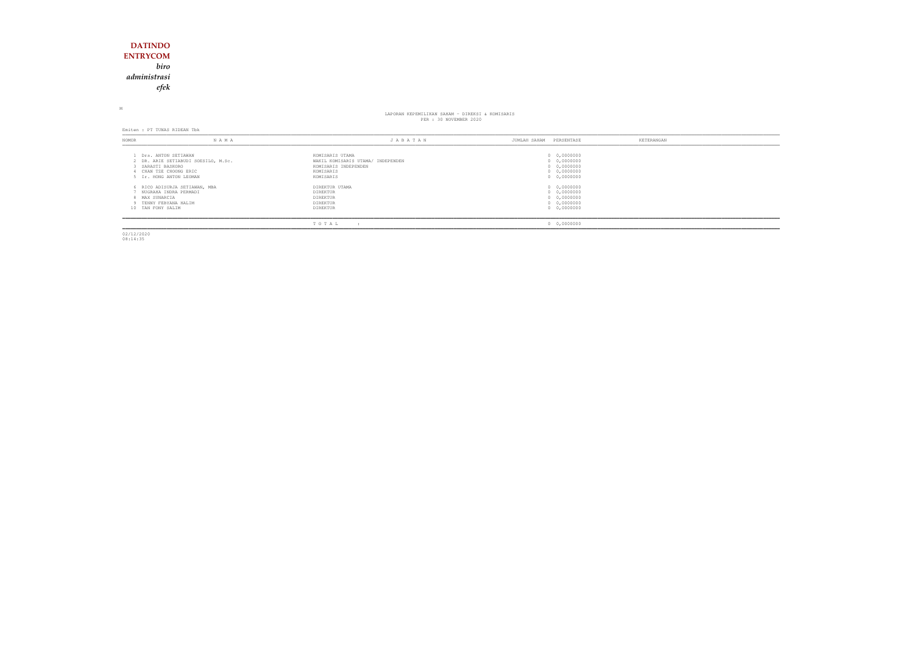**DATINDO ENTRYCOM**

***biro administrasi efek***

M

LAPORAN KEPEMILIKAN SAHAM - DIREKSI & KOMISARIS
PER : 30 NOVEMBER 2020

Emiten : PT TUNAS RIDEAN Tbk

| NOMOR | N A M A | J A B A T A N | JUMLAH SAHAM | PERSENTASE | KETERANGAN |
|---|---|---|---|---|---|
| 1 | Drs. ANTON SETIAWAN | KOMISARIS UTAMA | 0 | 0,0000000 | |
| 2 | DR. ARIE SETIABUDI SOESILO, M.Sc. | WAKIL KOMISARIS UTAMA/ INDEPENDEN | 0 | 0,0000000 | |
| 3 | SARASTI BASKORO | KOMISARIS INDEPENDEN | 0 | 0,0000000 | |
| 4 | CHAN TZE CHOONG ERIC | KOMISARIS | 0 | 0,0000000 | |
| 5 | Ir. HONG ANTON LEOMAN | KOMISARIS | 0 | 0,0000000 | |
| 6 | RICO ADISURJA SETIAWAN, MBA | DIREKTUR UTAMA | 0 | 0,0000000 | |
| 7 | NUGRAHA INDRA PERMADI | DIREKTUR | 0 | 0,0000000 | |
| 8 | MAX SUNARCIA | DIREKTUR | 0 | 0,0000000 | |
| 9 | TENNY FEBYANA HALIM | DIREKTUR | 0 | 0,0000000 | |
| 10 | TAN PONY SALIM | DIREKTUR | 0 | 0,0000000 | |
| | | T O T A L : | 0 | 0,0000000 | |

02/12/2020
08:14:35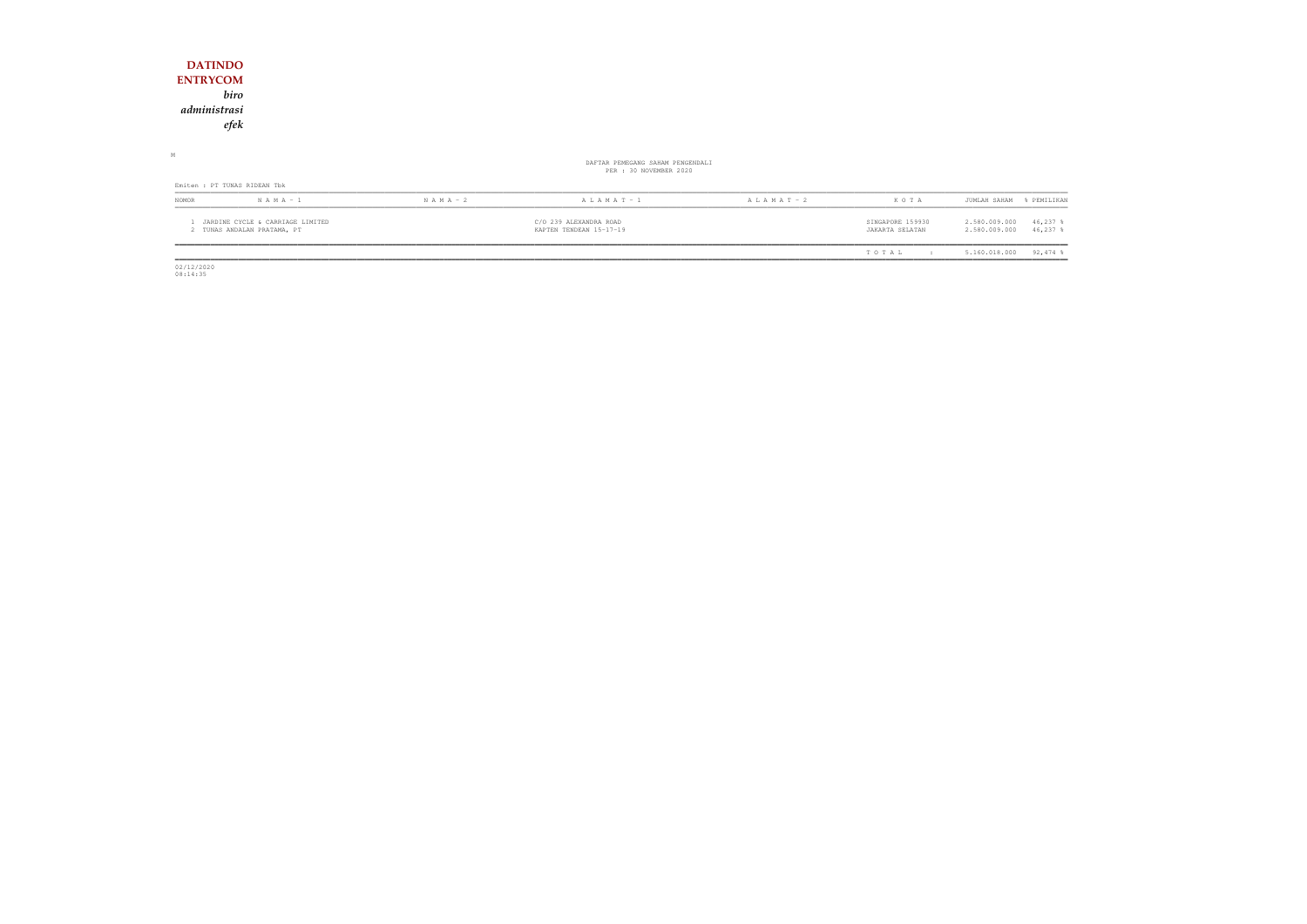**DATINDO**
**ENTRYCOM**
*biro*
*administrasi*
*efek*

M

DAFTAR PEMEGANG SAHAM PENGENDALI
PER : 30 NOVEMBER 2020

Emiten : PT TUNAS RIDEAN Tbk

| NOMOR | N A M A - 1 | N A M A - 2 | A L A M A T - 1 | A L A M A T - 2 | K O T A | JUMLAH SAHAM | % PEMILIKAN |
|---|---|---|---|---|---|---|---|
| 1 | JARDINE CYCLE & CARRIAGE LIMITED | | C/O 239 ALEXANDRA ROAD | | SINGAPORE 159930 | 2.580.009.000 | 46,237 % |
| 2 | TUNAS ANDALAN PRATAMA, PT | | KAPTEN TENDEAN 15-17-19 | | JAKARTA SELATAN | 2.580.009.000 | 46,237 % |
| | | | | | T O T A L : | 5.160.018.000 | 92,474 % |

02/12/2020
08:14:35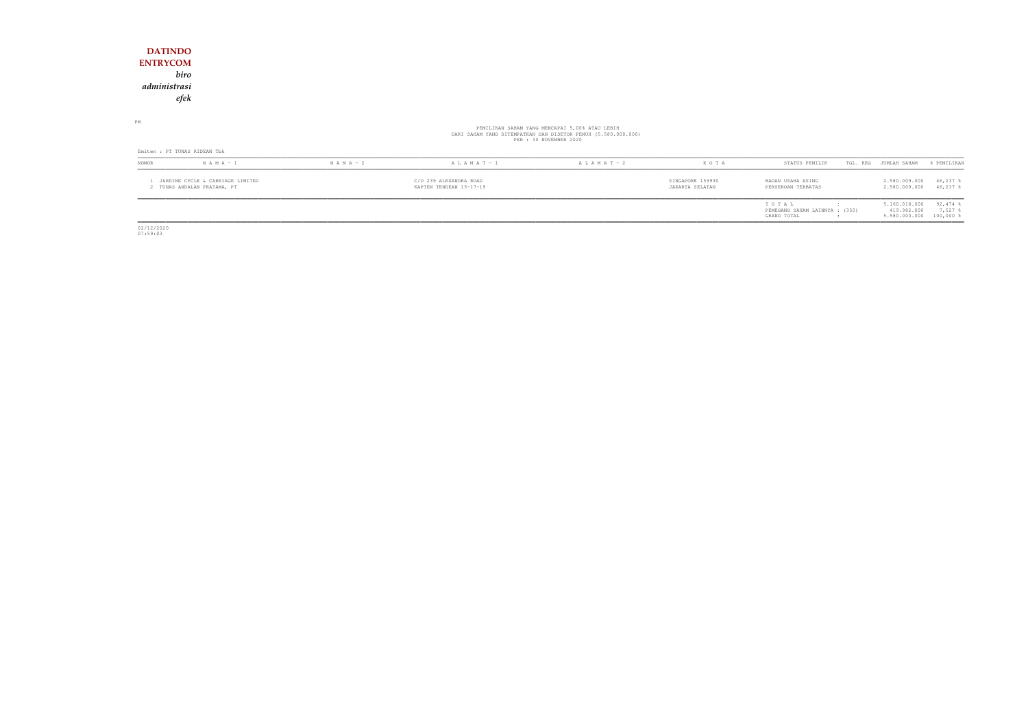**DATINDO**
**ENTRYCOM**
*biro*
*administrasi*
*efek*

PM

PEMILIKAN SAHAM YANG MENCAPAI 5,00% ATAU LEBIH
DARI SAHAM YANG DITEMPATKAN DAN DISETOR PENUH (5.580.000.000)
PER : 30 NOVEMBER 2020

Emiten : PT TUNAS RIDEAN Tbk

| NOMOR | N A M A - 1 | N A M A - 2 | A L A M A T - 1 | A L A M A T - 2 | K O T A | STATUS PEMILIK | TGL. REG | JUMLAH SAHAM | % PEMILIKAN |
|---|---|---|---|---|---|---|---|---|---|
| 1 | JARDINE CYCLE & CARRIAGE LIMITED | | C/O 239 ALEXANDRA ROAD | | SINGAPORE 159930 | BADAN USAHA ASING | | 2.580.009.000 | 46,237 % |
| 2 | TUNAS ANDALAN PRATAMA, PT | | KAPTEN TENDEAN 15-17-19 | | JAKARTA SELATAN | PERSEROAN TERBATAS | | 2.580.009.000 | 46,237 % |
| | | | | | | T O T A L : | | 5.160.018.000 | 92,474 % |
| | | | | | | PEMEGANG SAHAM LAINNYA : (350) | | 419.982.000 | 7,527 % |
| | | | | | | GRAND TOTAL : | | 5.580.000.000 | 100,000 % |

02/12/2020
07:59:03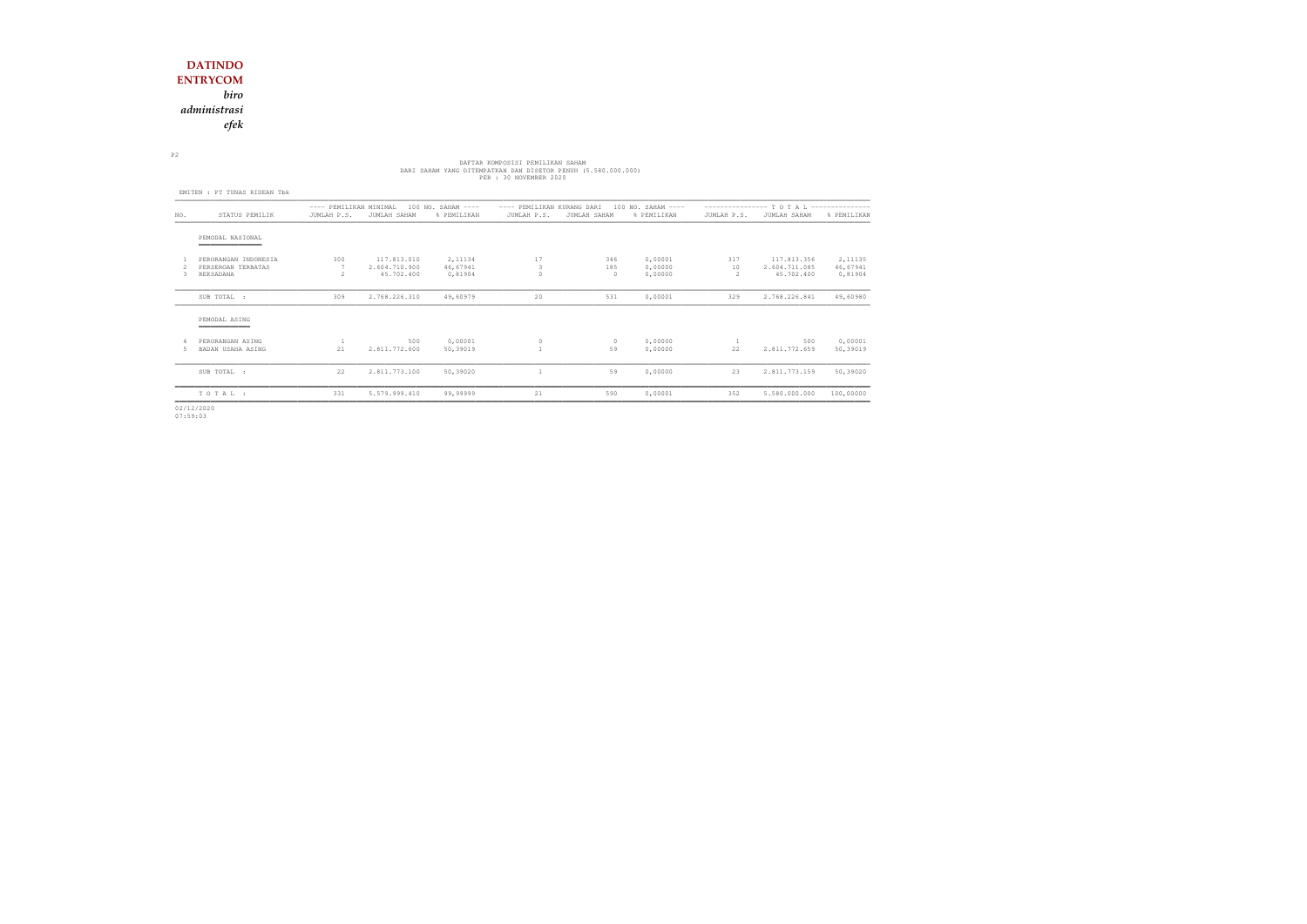**DATINDO**
**ENTRYCOM**
*biro*
*administrasi*
*efek*

P2

DAFTAR KOMPOSISI PEMILIKAN SAHAM
DARI SAHAM YANG DITEMPATKAN DAN DISETOR PENUH (5.580.000.000)
PER : 30 NOVEMBER 2020

EMITEN : PT TUNAS RIDEAN Tbk

| | | ---- PEMILIKAN MINIMAL 100 NO. SAHAM ---- | | | ---- PEMILIKAN KURANG DARI 100 NO. SAHAM ---- | | | T O T A L | | |
|---|---|---|---|---|---|---|---|---|---|---|
| NO. | STATUS PEMILIK | JUMLAH P.S. | JUMLAH SAHAM | % PEMILIKAN | JUMLAH P.S. | JUMLAH SAHAM | % PEMILIKAN | JUMLAH P.S. | JUMLAH SAHAM | % PEMILIKAN |
| | PEMODAL NASIONAL | | | | | | | | | |
| 1 | PERORANGAN INDONESIA | 300 | 117.813.010 | 2,11134 | 17 | 346 | 0,00001 | 317 | 117.813.356 | 2,11135 |
| 2 | PERSEROAN TERBATAS | 7 | 2.604.710.900 | 46,67941 | 3 | 185 | 0,00000 | 10 | 2.604.711.085 | 46,67941 |
| 3 | REKSADANA | 2 | 45.702.400 | 0,81904 | 0 | 0 | 0,00000 | 2 | 45.702.400 | 0,81904 |
| | SUB TOTAL : | 309 | 2.768.226.310 | 49,60979 | 20 | 531 | 0,00001 | 329 | 2.768.226.841 | 49,60980 |
| | PEMODAL ASING | | | | | | | | | |
| 4 | PERORANGAN ASING | 1 | 500 | 0,00001 | 0 | 0 | 0,00000 | 1 | 500 | 0,00001 |
| 5 | BADAN USAHA ASING | 21 | 2.811.772.600 | 50,39019 | 1 | 59 | 0,00000 | 22 | 2.811.772.659 | 50,39019 |
| | SUB TOTAL : | 22 | 2.811.773.100 | 50,39020 | 1 | 59 | 0,00000 | 23 | 2.811.773.159 | 50,39020 |
| | T O T A L : | 331 | 5.579.999.410 | 99,99999 | 21 | 590 | 0,00001 | 352 | 5.580.000.000 | 100,00000 |

02/12/2020
07:59:03